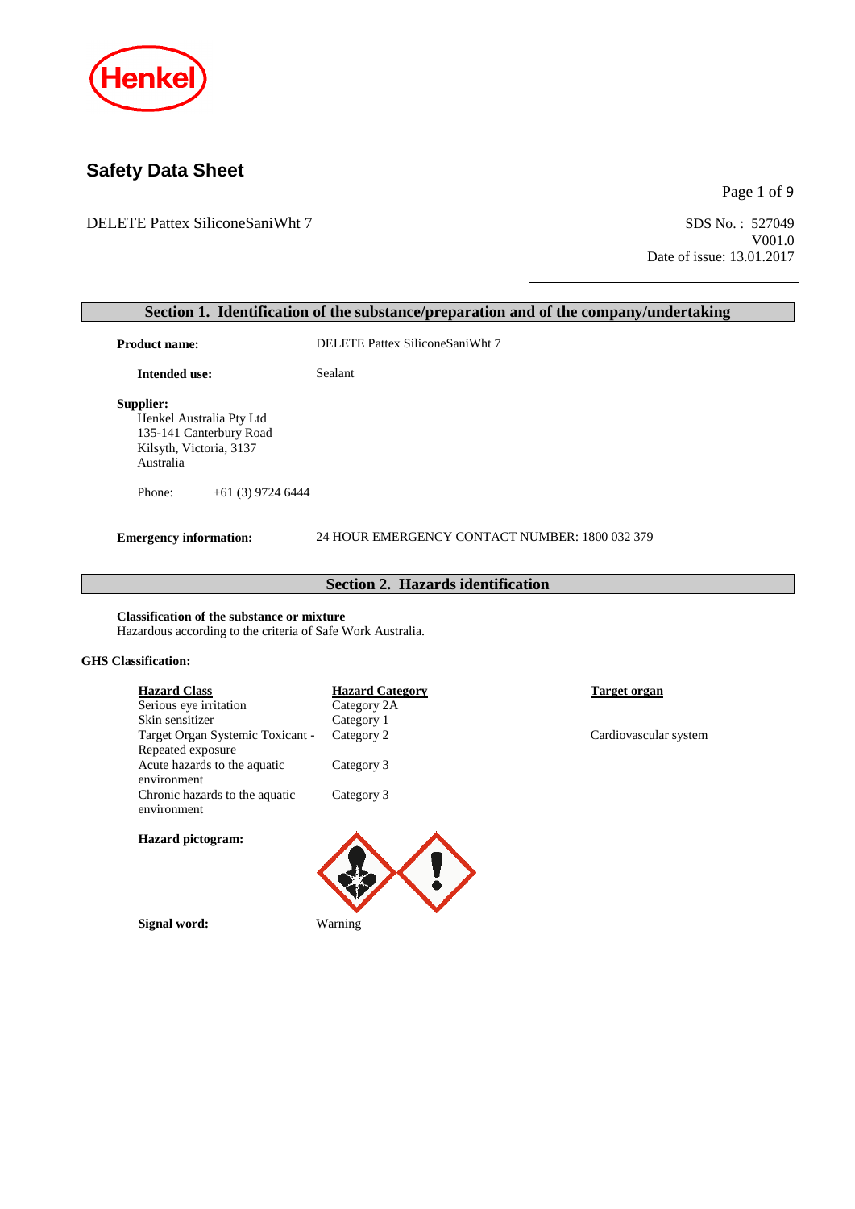Henkel

# Safety Data Sheet

DELETE Pattex SiliconeSaniWht 7

SDS No. : 527049
V001.0
Date of issue: 13.01.2017

## Section 1. Identification of the substance/preparation and of the company/undertaking

**Product name:** DELETE Pattex SiliconeSaniWht 7

**Intended use:** Sealant

**Supplier:**
Henkel Australia Pty Ltd
135-141 Canterbury Road
Kilsyth, Victoria, 3137
Australia

Phone: +61 (3) 9724 6444

**Emergency information:** 24 HOUR EMERGENCY CONTACT NUMBER: 1800 032 379

## Section 2. Hazards identification

**Classification of the substance or mixture**
Hazardous according to the criteria of Safe Work Australia.

**GHS Classification:**

| Hazard Class | Hazard Category | Target organ |
|---|---|---|
| Serious eye irritation | Category 2A | |
| Skin sensitizer | Category 1 | |
| Target Organ Systemic Toxicant - Repeated exposure | Category 2 | Cardiovascular system |
| Acute hazards to the aquatic environment | Category 3 | |
| Chronic hazards to the aquatic environment | Category 3 | |

**Hazard pictogram:**

**Signal word:** Warning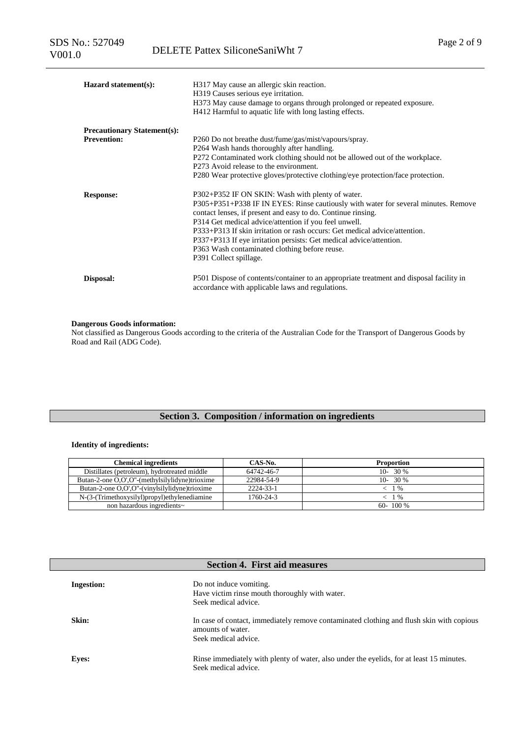**Hazard statement(s):**

H317 May cause an allergic skin reaction.
H319 Causes serious eye irritation.
H373 May cause damage to organs through prolonged or repeated exposure.
H412 Harmful to aquatic life with long lasting effects.

**Precautionary Statement(s):**

**Prevention:**

P260 Do not breathe dust/fume/gas/mist/vapours/spray.
P264 Wash hands thoroughly after handling.
P272 Contaminated work clothing should not be allowed out of the workplace.
P273 Avoid release to the environment.
P280 Wear protective gloves/protective clothing/eye protection/face protection.

**Response:**

P302+P352 IF ON SKIN: Wash with plenty of water.
P305+P351+P338 IF IN EYES: Rinse cautiously with water for several minutes. Remove contact lenses, if present and easy to do. Continue rinsing.
P314 Get medical advice/attention if you feel unwell.
P333+P313 If skin irritation or rash occurs: Get medical advice/attention.
P337+P313 If eye irritation persists: Get medical advice/attention.
P363 Wash contaminated clothing before reuse.
P391 Collect spillage.

**Disposal:**

P501 Dispose of contents/container to an appropriate treatment and disposal facility in accordance with applicable laws and regulations.

**Dangerous Goods information:**
Not classified as Dangerous Goods according to the criteria of the Australian Code for the Transport of Dangerous Goods by Road and Rail (ADG Code).

## Section 3. Composition / information on ingredients

**Identity of ingredients:**

| Chemical ingredients | CAS-No. | Proportion |
|---|---|---|
| Distillates (petroleum), hydrotreated middle | 64742-46-7 | 10- 30 % |
| Butan-2-one O,O',O''-(methylsilylidyne)trioxime | 22984-54-9 | 10- 30 % |
| Butan-2-one O,O',O''-(vinylsilylidyne)trioxime | 2224-33-1 | < 1 % |
| N-(3-(Trimethoxysilyl)propyl)ethylenediamine | 1760-24-3 | < 1 % |
| non hazardous ingredients~ | | 60- 100 % |

## Section 4. First aid measures

**Ingestion:**

Do not induce vomiting.
Have victim rinse mouth thoroughly with water.
Seek medical advice.

**Skin:**

In case of contact, immediately remove contaminated clothing and flush skin with copious amounts of water.
Seek medical advice.

**Eyes:**

Rinse immediately with plenty of water, also under the eyelids, for at least 15 minutes.
Seek medical advice.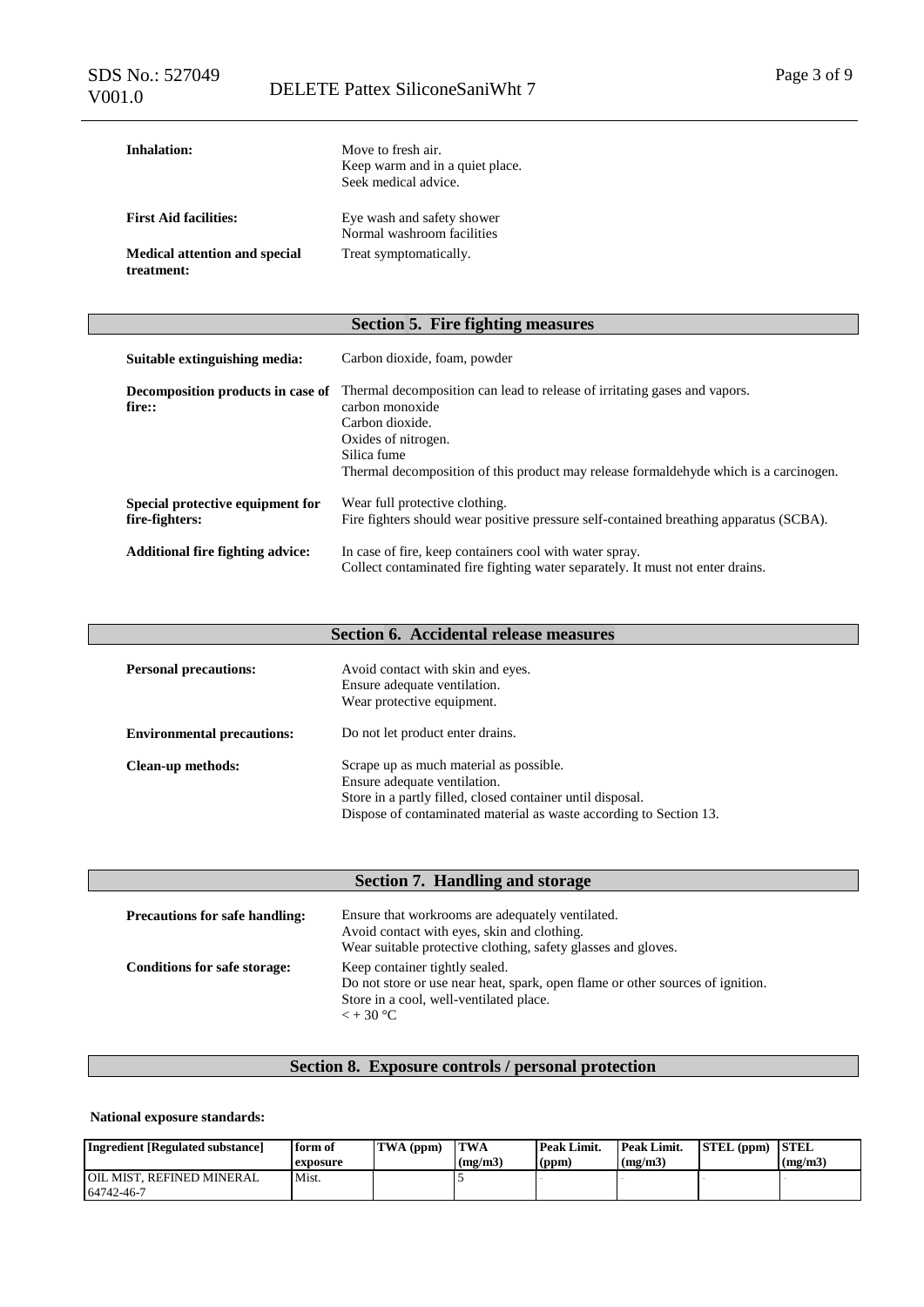**Inhalation:** Move to fresh air.
Keep warm and in a quiet place.
Seek medical advice.

**First Aid facilities:** Eye wash and safety shower
Normal washroom facilities

**Medical attention and special treatment:** Treat symptomatically.

## Section 5. Fire fighting measures

**Suitable extinguishing media:** Carbon dioxide, foam, powder

**Decomposition products in case of fire::** Thermal decomposition can lead to release of irritating gases and vapors.
carbon monoxide
Carbon dioxide.
Oxides of nitrogen.
Silica fume
Thermal decomposition of this product may release formaldehyde which is a carcinogen.

**Special protective equipment for fire-fighters:** Wear full protective clothing.
Fire fighters should wear positive pressure self-contained breathing apparatus (SCBA).

**Additional fire fighting advice:** In case of fire, keep containers cool with water spray.
Collect contaminated fire fighting water separately. It must not enter drains.

## Section 6. Accidental release measures

**Personal precautions:** Avoid contact with skin and eyes.
Ensure adequate ventilation.
Wear protective equipment.

**Environmental precautions:** Do not let product enter drains.

**Clean-up methods:** Scrape up as much material as possible.
Ensure adequate ventilation.
Store in a partly filled, closed container until disposal.
Dispose of contaminated material as waste according to Section 13.

## Section 7. Handling and storage

**Precautions for safe handling:** Ensure that workrooms are adequately ventilated.
Avoid contact with eyes, skin and clothing.
Wear suitable protective clothing, safety glasses and gloves.

**Conditions for safe storage:** Keep container tightly sealed.
Do not store or use near heat, spark, open flame or other sources of ignition.
Store in a cool, well-ventilated place.
< + 30 °C

## Section 8. Exposure controls / personal protection

**National exposure standards:**

| Ingredient [Regulated substance] | form of exposure | TWA (ppm) | TWA (mg/m3) | Peak Limit. (ppm) | Peak Limit. (mg/m3) | STEL (ppm) | STEL (mg/m3) |
|---|---|---|---|---|---|---|---|
| OIL MIST, REFINED MINERAL 64742-46-7 | Mist. | | 5 | - | - | - | - |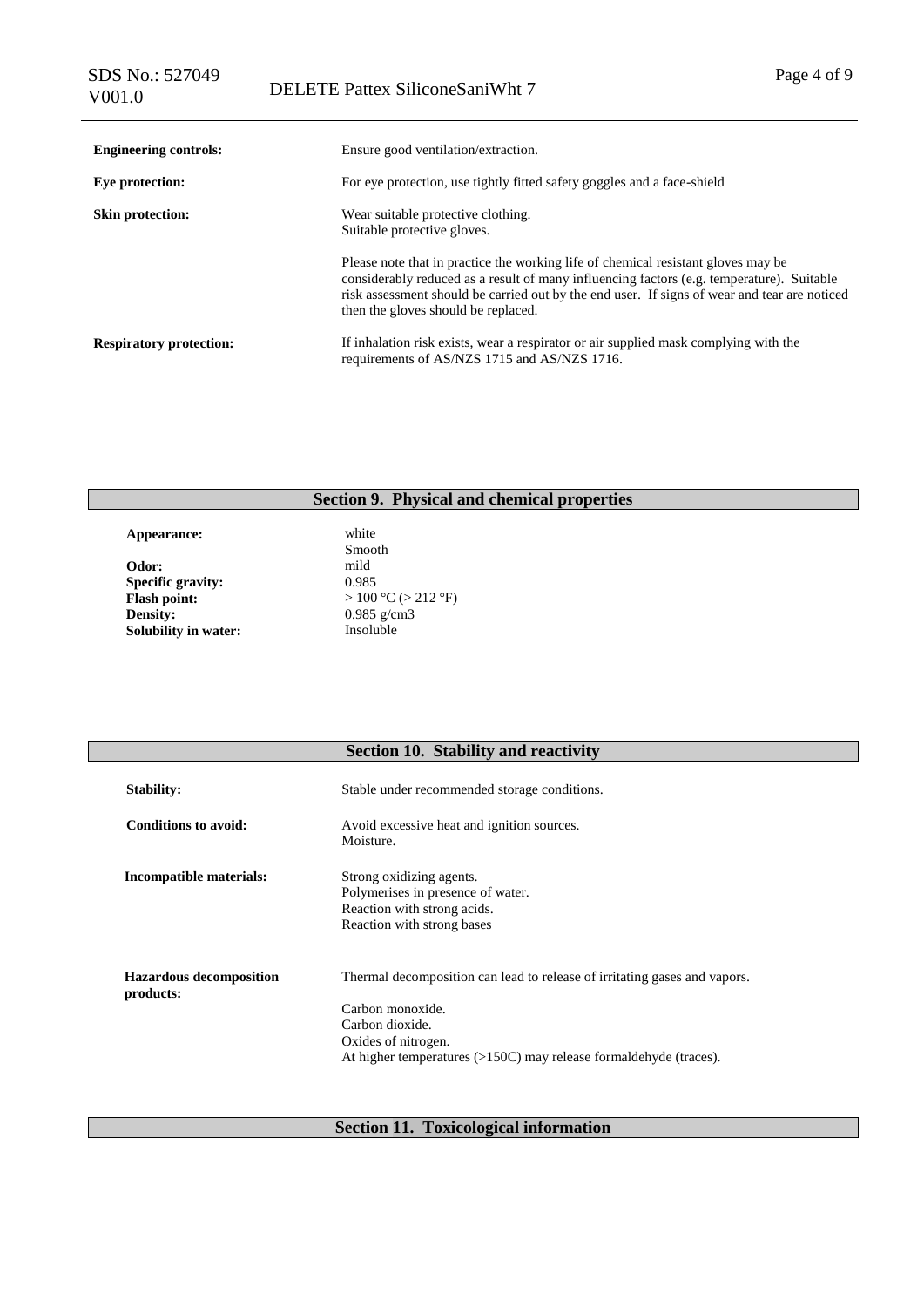**Engineering controls:** Ensure good ventilation/extraction.

**Eye protection:** For eye protection, use tightly fitted safety goggles and a face-shield

**Skin protection:** Wear suitable protective clothing.
Suitable protective gloves.

Please note that in practice the working life of chemical resistant gloves may be considerably reduced as a result of many influencing factors (e.g. temperature). Suitable risk assessment should be carried out by the end user. If signs of wear and tear are noticed then the gloves should be replaced.

**Respiratory protection:** If inhalation risk exists, wear a respirator or air supplied mask complying with the requirements of AS/NZS 1715 and AS/NZS 1716.

## Section 9. Physical and chemical properties

| | |
|---|---|
| **Appearance:** | white<br>Smooth |
| **Odor:** | mild |
| **Specific gravity:** | 0.985 |
| **Flash point:** | > 100 °C (> 212 °F) |
| **Density:** | 0.985 g/cm3 |
| **Solubility in water:** | Insoluble |

## Section 10. Stability and reactivity

**Stability:** Stable under recommended storage conditions.

**Conditions to avoid:** Avoid excessive heat and ignition sources.
Moisture.

**Incompatible materials:** Strong oxidizing agents.
Polymerises in presence of water.
Reaction with strong acids.
Reaction with strong bases

**Hazardous decomposition products:** Thermal decomposition can lead to release of irritating gases and vapors.

Carbon monoxide.
Carbon dioxide.
Oxides of nitrogen.
At higher temperatures (>150C) may release formaldehyde (traces).

## Section 11. Toxicological information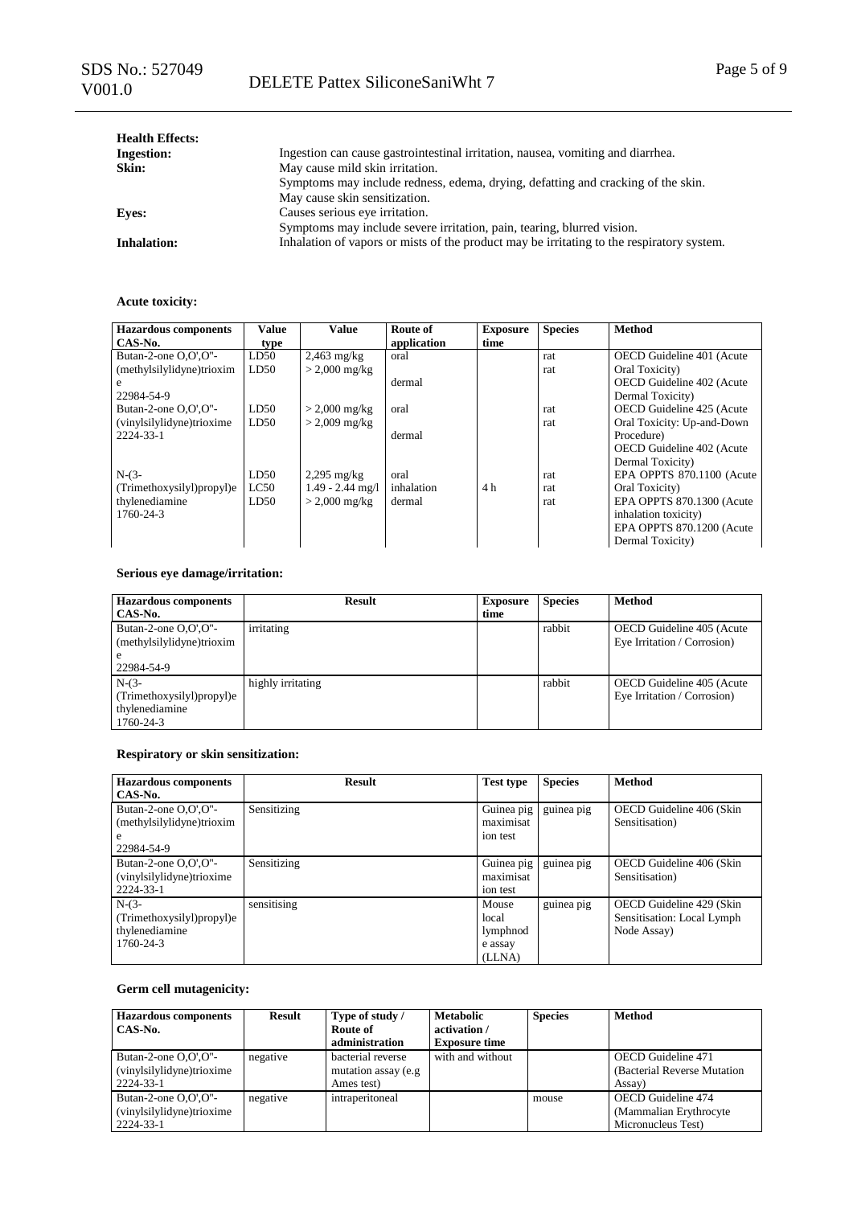**Health Effects:**

**Ingestion:** Ingestion can cause gastrointestinal irritation, nausea, vomiting and diarrhea.

**Skin:** May cause mild skin irritation.
Symptoms may include redness, edema, drying, defatting and cracking of the skin.
May cause skin sensitization.

**Eyes:** Causes serious eye irritation.
Symptoms may include severe irritation, pain, tearing, blurred vision.

**Inhalation:** Inhalation of vapors or mists of the product may be irritating to the respiratory system.

**Acute toxicity:**

| Hazardous components CAS-No. | Value type | Value | Route of application | Exposure time | Species | Method |
|---|---|---|---|---|---|---|
| Butan-2-one O,O',O''-(methylsilylidyne)trioxime 22984-54-9 | LD50<br>LD50 | 2,463 mg/kg<br>> 2,000 mg/kg | oral<br>dermal | | rat<br>rat | OECD Guideline 401 (Acute Oral Toxicity)<br>OECD Guideline 402 (Acute Dermal Toxicity) |
| Butan-2-one O,O',O''-(vinylsilylidyne)trioxime 2224-33-1 | LD50<br>LD50 | > 2,000 mg/kg<br>> 2,009 mg/kg | oral<br>dermal | | rat<br>rat | OECD Guideline 425 (Acute Oral Toxicity: Up-and-Down Procedure)<br>OECD Guideline 402 (Acute Dermal Toxicity) |
| N-(3-(Trimethoxysilyl)propyl)ethylenediamine 1760-24-3 | LD50<br>LC50<br>LD50 | 2,295 mg/kg<br>1.49 - 2.44 mg/l<br>> 2,000 mg/kg | oral<br>inhalation<br>dermal | <br>4 h<br> | rat<br>rat<br>rat | EPA OPPTS 870.1100 (Acute Oral Toxicity)<br>EPA OPPTS 870.1300 (Acute inhalation toxicity)<br>EPA OPPTS 870.1200 (Acute Dermal Toxicity) |

**Serious eye damage/irritation:**

| Hazardous components CAS-No. | Result | Exposure time | Species | Method |
|---|---|---|---|---|
| Butan-2-one O,O',O''-(methylsilylidyne)trioxime 22984-54-9 | irritating | | rabbit | OECD Guideline 405 (Acute Eye Irritation / Corrosion) |
| N-(3-(Trimethoxysilyl)propyl)ethylenediamine 1760-24-3 | highly irritating | | rabbit | OECD Guideline 405 (Acute Eye Irritation / Corrosion) |

**Respiratory or skin sensitization:**

| Hazardous components CAS-No. | Result | Test type | Species | Method |
|---|---|---|---|---|
| Butan-2-one O,O',O''-(methylsilylidyne)trioxime 22984-54-9 | Sensitizing | Guinea pig maximisation test | guinea pig | OECD Guideline 406 (Skin Sensitisation) |
| Butan-2-one O,O',O''-(vinylsilylidyne)trioxime 2224-33-1 | Sensitizing | Guinea pig maximisation test | guinea pig | OECD Guideline 406 (Skin Sensitisation) |
| N-(3-(Trimethoxysilyl)propyl)ethylenediamine 1760-24-3 | sensitising | Mouse local lymphnode assay (LLNA) | guinea pig | OECD Guideline 429 (Skin Sensitisation: Local Lymph Node Assay) |

**Germ cell mutagenicity:**

| Hazardous components CAS-No. | Result | Type of study / Route of administration | Metabolic activation / Exposure time | Species | Method |
|---|---|---|---|---|---|
| Butan-2-one O,O',O''-(vinylsilylidyne)trioxime 2224-33-1 | negative | bacterial reverse mutation assay (e.g Ames test) | with and without | | OECD Guideline 471 (Bacterial Reverse Mutation Assay) |
| Butan-2-one O,O',O''-(vinylsilylidyne)trioxime 2224-33-1 | negative | intraperitoneal | | mouse | OECD Guideline 474 (Mammalian Erythrocyte Micronucleus Test) |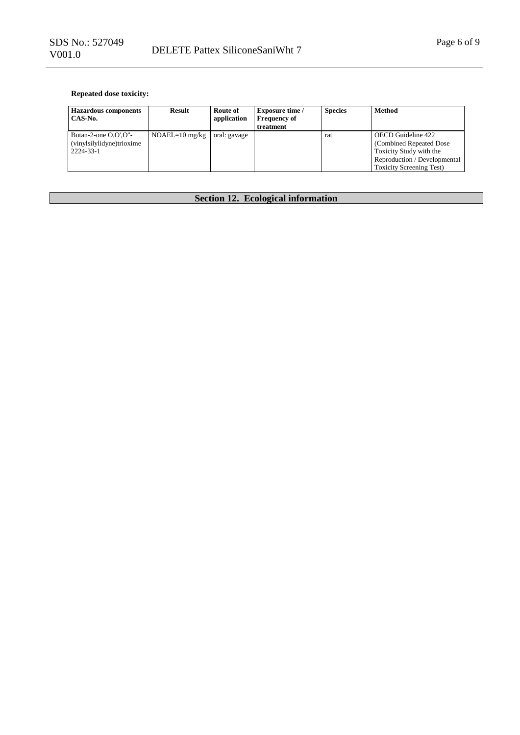**Repeated dose toxicity:**

| Hazardous components CAS-No. | Result | Route of application | Exposure time / Frequency of treatment | Species | Method |
|---|---|---|---|---|---|
| Butan-2-one O,O',O''-(vinylsilylidyne)trioxime 2224-33-1 | NOAEL=10 mg/kg | oral: gavage | | rat | OECD Guideline 422 (Combined Repeated Dose Toxicity Study with the Reproduction / Developmental Toxicity Screening Test) |

## Section 12. Ecological information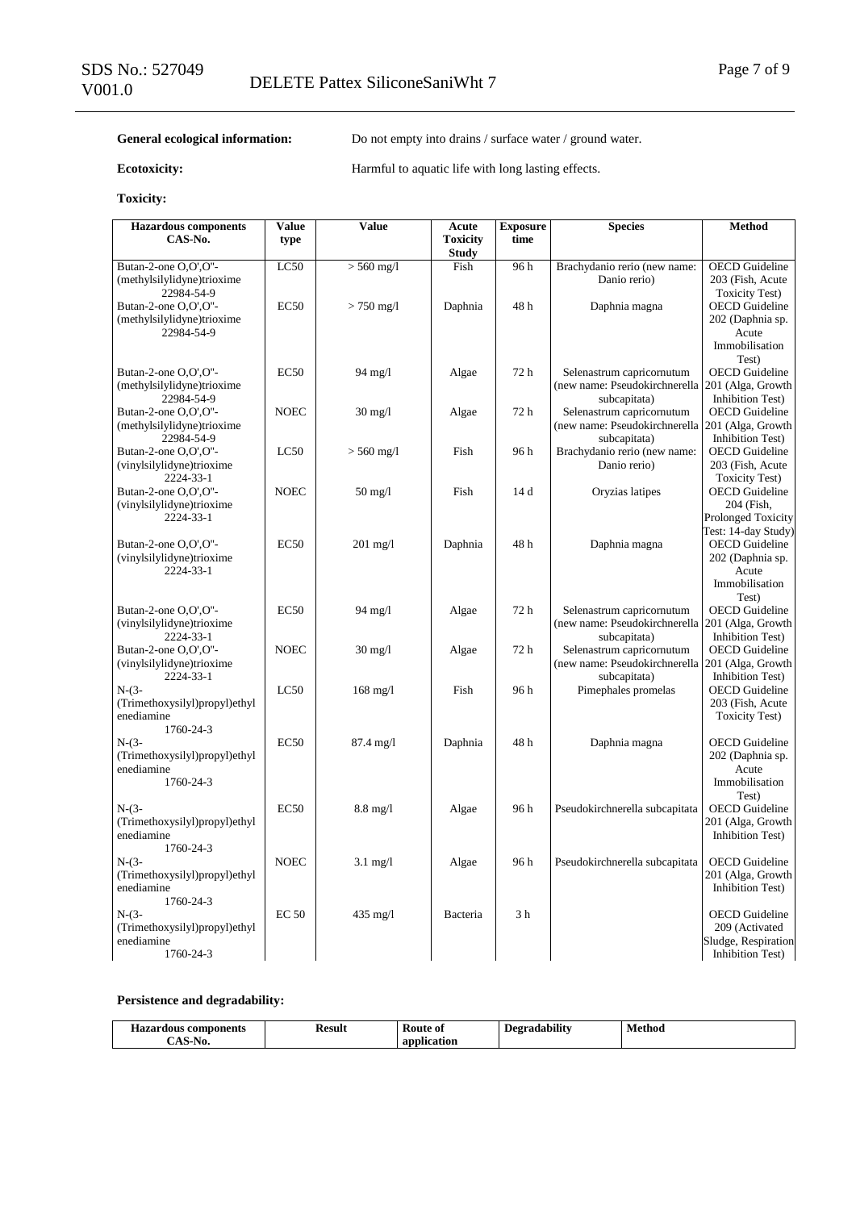**General ecological information:** Do not empty into drains / surface water / ground water.

**Ecotoxicity:** Harmful to aquatic life with long lasting effects.

**Toxicity:**

| Hazardous components CAS-No. | Value type | Value | Acute Toxicity Study | Exposure time | Species | Method |
|---|---|---|---|---|---|---|
| Butan-2-one O,O',O''-(methylsilylidyne)trioxime 22984-54-9 | LC50 | > 560 mg/l | Fish | 96 h | Brachydanio rerio (new name: Danio rerio) | OECD Guideline 203 (Fish, Acute Toxicity Test) |
| Butan-2-one O,O',O''-(methylsilylidyne)trioxime 22984-54-9 | EC50 | > 750 mg/l | Daphnia | 48 h | Daphnia magna | OECD Guideline 202 (Daphnia sp. Acute Immobilisation Test) |
| Butan-2-one O,O',O''-(methylsilylidyne)trioxime 22984-54-9 | EC50 | 94 mg/l | Algae | 72 h | Selenastrum capricornutum (new name: Pseudokirchnerella subcapitata) | OECD Guideline 201 (Alga, Growth Inhibition Test) |
| Butan-2-one O,O',O''-(methylsilylidyne)trioxime 22984-54-9 | NOEC | 30 mg/l | Algae | 72 h | Selenastrum capricornutum (new name: Pseudokirchnerella subcapitata) | OECD Guideline 201 (Alga, Growth Inhibition Test) |
| Butan-2-one O,O',O''-(vinylsilylidyne)trioxime 2224-33-1 | LC50 | > 560 mg/l | Fish | 96 h | Brachydanio rerio (new name: Danio rerio) | OECD Guideline 203 (Fish, Acute Toxicity Test) |
| Butan-2-one O,O',O''-(vinylsilylidyne)trioxime 2224-33-1 | NOEC | 50 mg/l | Fish | 14 d | Oryzias latipes | OECD Guideline 204 (Fish, Prolonged Toxicity Test: 14-day Study) |
| Butan-2-one O,O',O''-(vinylsilylidyne)trioxime 2224-33-1 | EC50 | 201 mg/l | Daphnia | 48 h | Daphnia magna | OECD Guideline 202 (Daphnia sp. Acute Immobilisation Test) |
| Butan-2-one O,O',O''-(vinylsilylidyne)trioxime 2224-33-1 | EC50 | 94 mg/l | Algae | 72 h | Selenastrum capricornutum (new name: Pseudokirchnerella subcapitata) | OECD Guideline 201 (Alga, Growth Inhibition Test) |
| Butan-2-one O,O',O''-(vinylsilylidyne)trioxime 2224-33-1 | NOEC | 30 mg/l | Algae | 72 h | Selenastrum capricornutum (new name: Pseudokirchnerella subcapitata) | OECD Guideline 201 (Alga, Growth Inhibition Test) |
| N-(3-(Trimethoxysilyl)propyl)ethylenediamine 1760-24-3 | LC50 | 168 mg/l | Fish | 96 h | Pimephales promelas | OECD Guideline 203 (Fish, Acute Toxicity Test) |
| N-(3-(Trimethoxysilyl)propyl)ethylenediamine 1760-24-3 | EC50 | 87.4 mg/l | Daphnia | 48 h | Daphnia magna | OECD Guideline 202 (Daphnia sp. Acute Immobilisation Test) |
| N-(3-(Trimethoxysilyl)propyl)ethylenediamine 1760-24-3 | EC50 | 8.8 mg/l | Algae | 96 h | Pseudokirchnerella subcapitata | OECD Guideline 201 (Alga, Growth Inhibition Test) |
| N-(3-(Trimethoxysilyl)propyl)ethylenediamine 1760-24-3 | NOEC | 3.1 mg/l | Algae | 96 h | Pseudokirchnerella subcapitata | OECD Guideline 201 (Alga, Growth Inhibition Test) |
| N-(3-(Trimethoxysilyl)propyl)ethylenediamine 1760-24-3 | EC 50 | 435 mg/l | Bacteria | 3 h | | OECD Guideline 209 (Activated Sludge, Respiration Inhibition Test) |

**Persistence and degradability:**

| Hazardous components CAS-No. | Result | Route of application | Degradability | Method |
|---|---|---|---|---|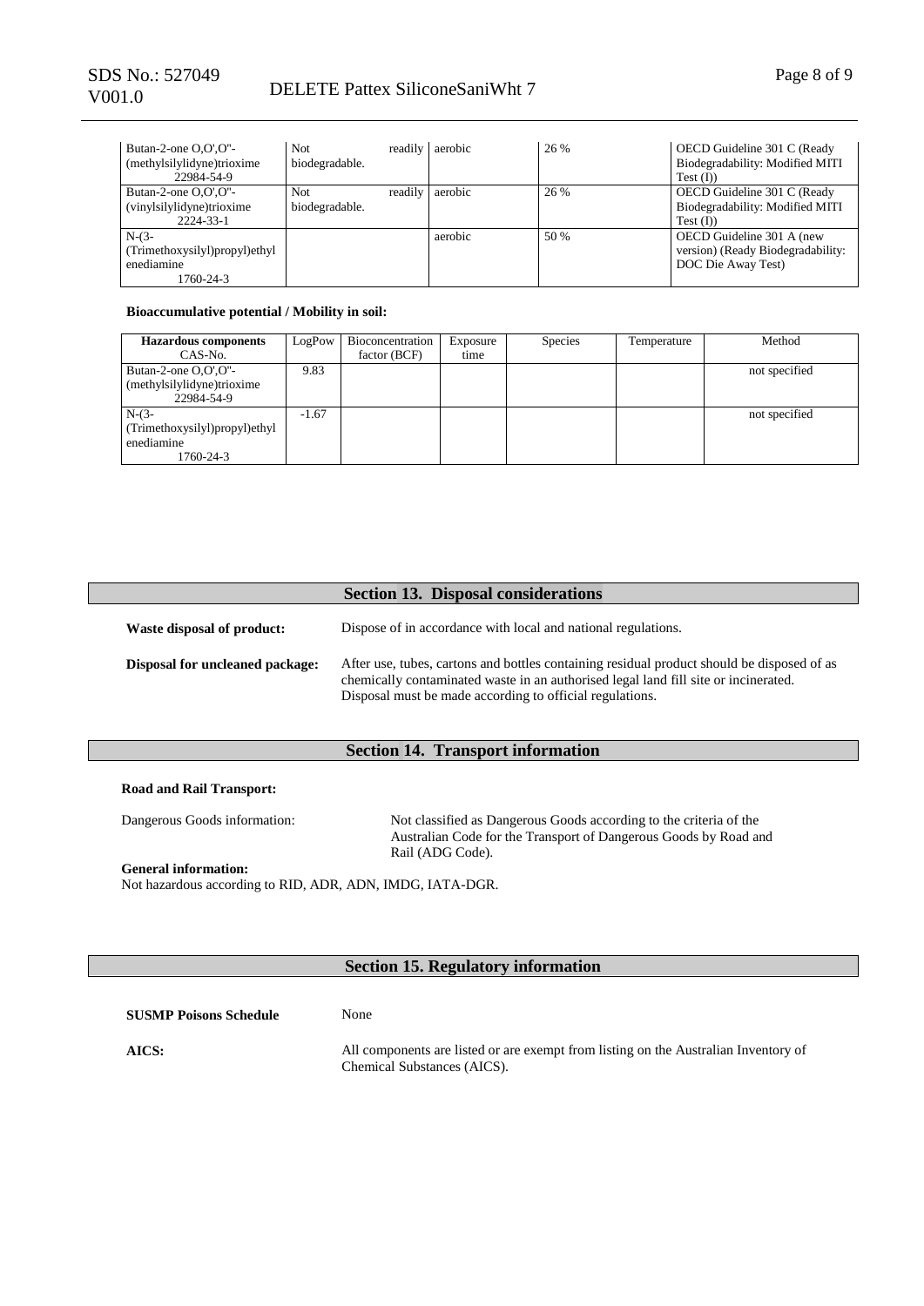| | | | | |
|---|---|---|---|---|
| Butan-2-one O,O',O''-(methylsilylidyne)trioxime 22984-54-9 | Not readily biodegradable. | aerobic | 26 % | OECD Guideline 301 C (Ready Biodegradability: Modified MITI Test (I)) |
| Butan-2-one O,O',O''-(vinylsilylidyne)trioxime 2224-33-1 | Not readily biodegradable. | aerobic | 26 % | OECD Guideline 301 C (Ready Biodegradability: Modified MITI Test (I)) |
| N-(3-(Trimethoxysilyl)propyl)ethylenediamine 1760-24-3 | | aerobic | 50 % | OECD Guideline 301 A (new version) (Ready Biodegradability: DOC Die Away Test) |

**Bioaccumulative potential / Mobility in soil:**

| Hazardous components CAS-No. | LogPow | Bioconcentration factor (BCF) | Exposure time | Species | Temperature | Method |
|---|---|---|---|---|---|---|
| Butan-2-one O,O',O''-(methylsilylidyne)trioxime 22984-54-9 | 9.83 | | | | | not specified |
| N-(3-(Trimethoxysilyl)propyl)ethylenediamine 1760-24-3 | -1.67 | | | | | not specified |

## Section 13. Disposal considerations

**Waste disposal of product:** Dispose of in accordance with local and national regulations.

**Disposal for uncleaned package:** After use, tubes, cartons and bottles containing residual product should be disposed of as chemically contaminated waste in an authorised legal land fill site or incinerated. Disposal must be made according to official regulations.

## Section 14. Transport information

**Road and Rail Transport:**

Dangerous Goods information: Not classified as Dangerous Goods according to the criteria of the Australian Code for the Transport of Dangerous Goods by Road and Rail (ADG Code).

**General information:**
Not hazardous according to RID, ADR, ADN, IMDG, IATA-DGR.

## Section 15. Regulatory information

**SUSMP Poisons Schedule** None

**AICS:** All components are listed or are exempt from listing on the Australian Inventory of Chemical Substances (AICS).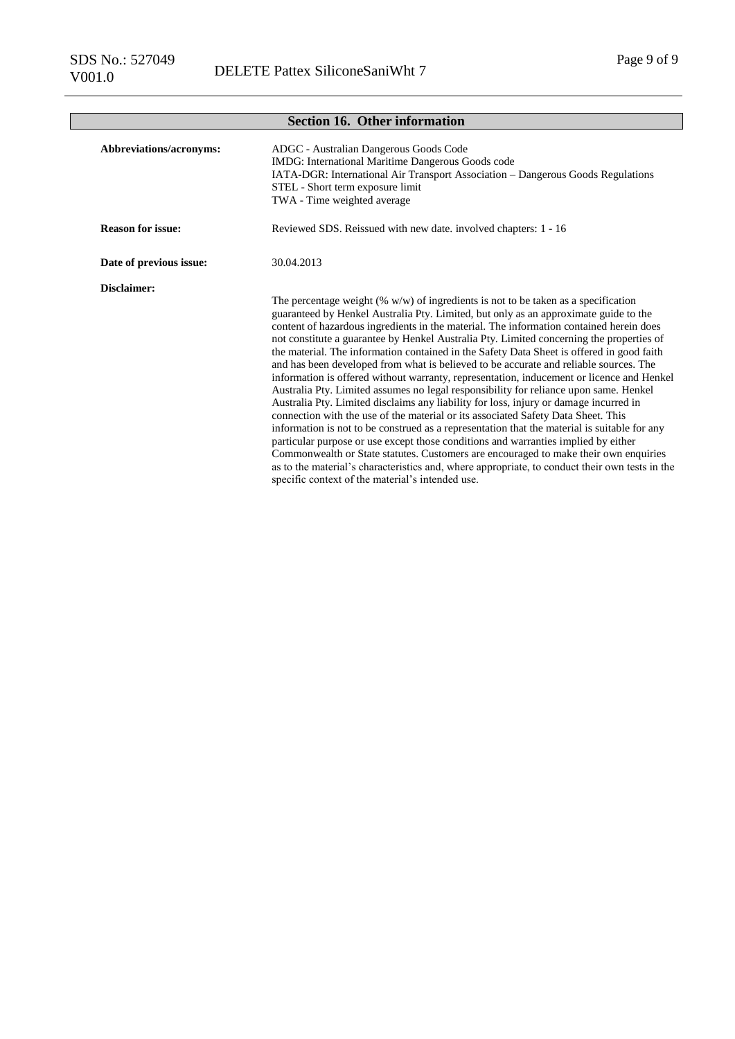## Section 16. Other information

**Abbreviations/acronyms:**

ADGC - Australian Dangerous Goods Code
IMDG: International Maritime Dangerous Goods code
IATA-DGR: International Air Transport Association – Dangerous Goods Regulations
STEL - Short term exposure limit
TWA - Time weighted average

**Reason for issue:** Reviewed SDS. Reissued with new date. involved chapters: 1 - 16

**Date of previous issue:** 30.04.2013

**Disclaimer:**

The percentage weight (% w/w) of ingredients is not to be taken as a specification guaranteed by Henkel Australia Pty. Limited, but only as an approximate guide to the content of hazardous ingredients in the material. The information contained herein does not constitute a guarantee by Henkel Australia Pty. Limited concerning the properties of the material. The information contained in the Safety Data Sheet is offered in good faith and has been developed from what is believed to be accurate and reliable sources. The information is offered without warranty, representation, inducement or licence and Henkel Australia Pty. Limited assumes no legal responsibility for reliance upon same. Henkel Australia Pty. Limited disclaims any liability for loss, injury or damage incurred in connection with the use of the material or its associated Safety Data Sheet. This information is not to be construed as a representation that the material is suitable for any particular purpose or use except those conditions and warranties implied by either Commonwealth or State statutes. Customers are encouraged to make their own enquiries as to the material's characteristics and, where appropriate, to conduct their own tests in the specific context of the material's intended use.